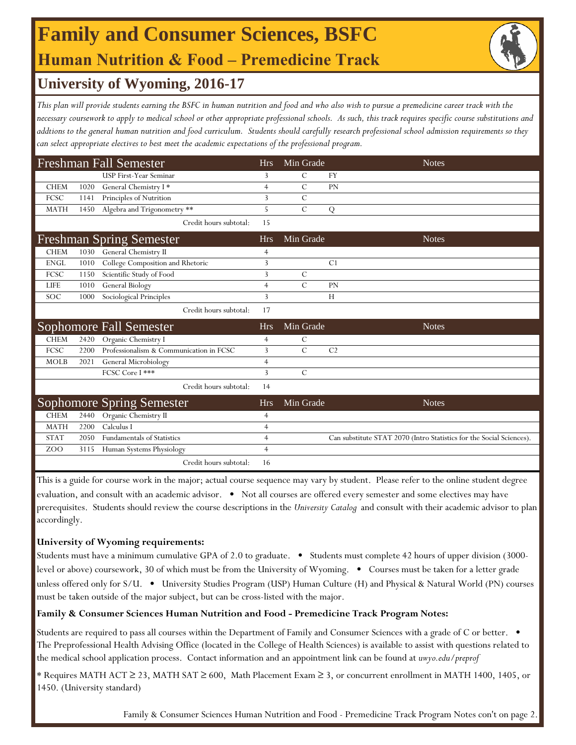# Family and Consumer Sciences, BSFC

## Human Nutrition & Food – Premedicine Track

## University of Wyoming, 2016-17

*This plan will provide students earning the BSFC in human nutrition and food and who also wish to pursue a premedicine career track with the necessary coursework to apply to medical school or other appropriate professional schools. As such, this track requires specific course substitutions and addtions to the general human nutrition and food curriculum. Students should carefully research professional school admission requirements so they can select appropriate electives to best meet the academic expectations of the professional program.*

| Freshman Fall Semester | | | Hrs | Min Grade | | Notes |
|---|---|---|---|---|---|---|
| | | USP First-Year Seminar | 3 | C | FY | |
| CHEM | 1020 | General Chemistry I * | 4 | C | PN | |
| FCSC | 1141 | Principles of Nutrition | 3 | C | | |
| MATH | 1450 | Algebra and Trigonometry ** | 5 | C | Q | |
| | | Credit hours subtotal: | 15 | | | |

| Freshman Spring Semester | | | Hrs | Min Grade | | Notes |
|---|---|---|---|---|---|---|
| CHEM | 1030 | General Chemistry II | 4 | | | |
| ENGL | 1010 | College Composition and Rhetoric | 3 | | C1 | |
| FCSC | 1150 | Scientific Study of Food | 3 | C | | |
| LIFE | 1010 | General Biology | 4 | C | PN | |
| SOC | 1000 | Sociological Principles | 3 | | H | |
| | | Credit hours subtotal: | 17 | | | |

| Sophomore Fall Semester | | | Hrs | Min Grade | | Notes |
|---|---|---|---|---|---|---|
| CHEM | 2420 | Organic Chemistry I | 4 | C | | |
| FCSC | 2200 | Professionalism & Communication in FCSC | 3 | C | C2 | |
| MOLB | 2021 | General Microbiology | 4 | | | |
| | | FCSC Core I *** | 3 | C | | |
| | | Credit hours subtotal: | 14 | | | |

| Sophomore Spring Semester | | | Hrs | Min Grade | | Notes |
|---|---|---|---|---|---|---|
| CHEM | 2440 | Organic Chemistry II | 4 | | | |
| MATH | 2200 | Calculus I | 4 | | | |
| STAT | 2050 | Fundamentals of Statistics | 4 | | | Can substitute STAT 2070 (Intro Statistics for the Social Sciences). |
| ZOO | 3115 | Human Systems Physiology | 4 | | | |
| | | Credit hours subtotal: | 16 | | | |

This is a guide for course work in the major; actual course sequence may vary by student. Please refer to the online student degree evaluation, and consult with an academic advisor. • Not all courses are offered every semester and some electives may have prerequisites. Students should review the course descriptions in the *University Catalog* and consult with their academic advisor to plan accordingly.

**University of Wyoming requirements:**

Students must have a minimum cumulative GPA of 2.0 to graduate. • Students must complete 42 hours of upper division (3000-level or above) coursework, 30 of which must be from the University of Wyoming. • Courses must be taken for a letter grade unless offered only for S/U. • University Studies Program (USP) Human Culture (H) and Physical & Natural World (PN) courses must be taken outside of the major subject, but can be cross-listed with the major.

**Family & Consumer Sciences Human Nutrition and Food - Premedicine Track Program Notes:**

Students are required to pass all courses within the Department of Family and Consumer Sciences with a grade of C or better. • The Preprofessional Health Advising Office (located in the College of Health Sciences) is available to assist with questions related to the medical school application process. Contact information and an appointment link can be found at *uwyo.edu/preprof*

* Requires MATH ACT ≥ 23, MATH SAT ≥ 600, Math Placement Exam ≥ 3, or concurrent enrollment in MATH 1400, 1405, or 1450. (University standard)

Family & Consumer Sciences Human Nutrition and Food - Premedicine Track Program Notes con't on page 2.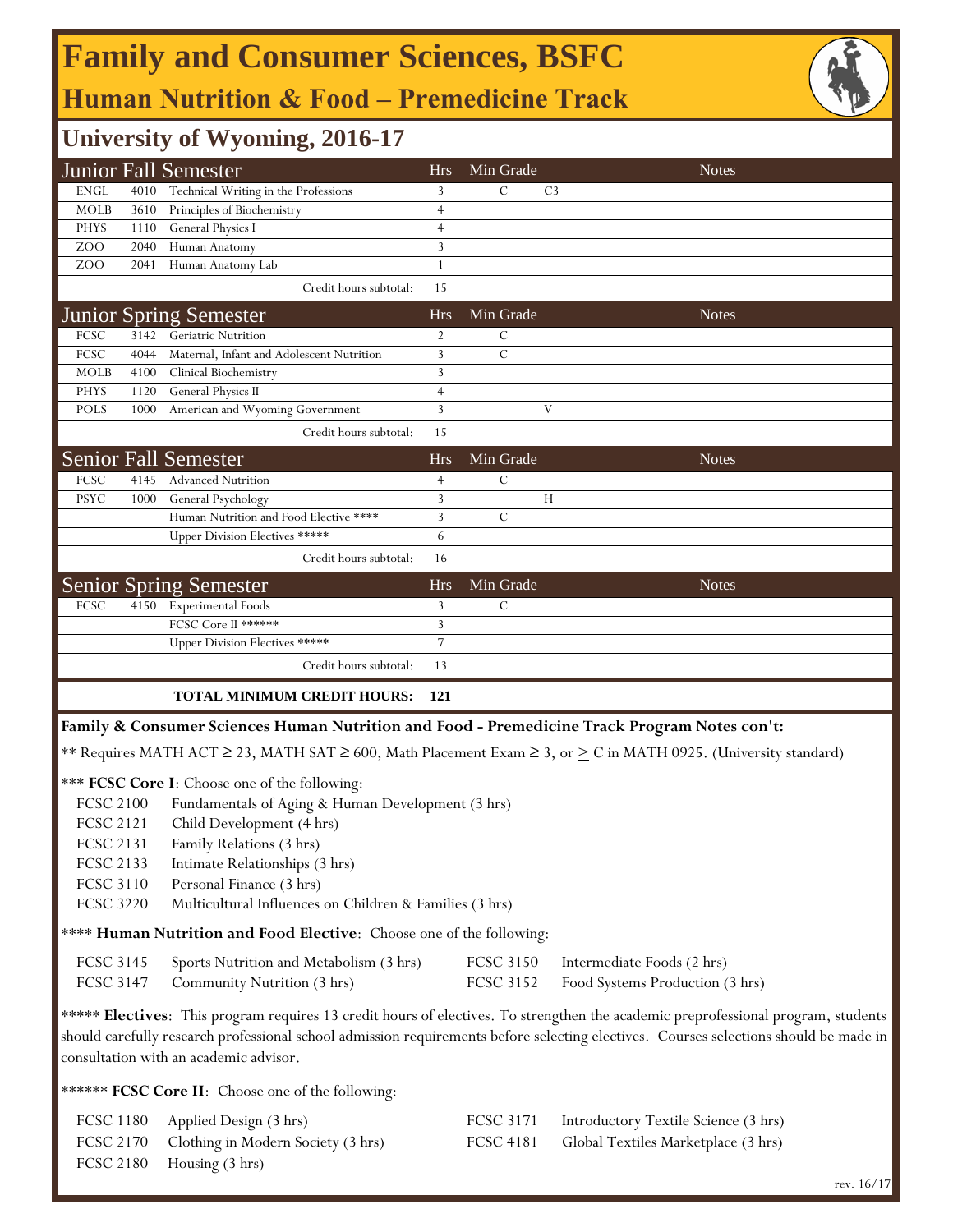# Family and Consumer Sciences, BSFC

## Human Nutrition & Food – Premedicine Track

## University of Wyoming, 2016-17

| Junior Fall Semester | | | Hrs | Min Grade | | Notes |
|---|---|---|---|---|---|---|
| ENGL | 4010 | Technical Writing in the Professions | 3 | C | C3 | |
| MOLB | 3610 | Principles of Biochemistry | 4 | | | |
| PHYS | 1110 | General Physics I | 4 | | | |
| ZOO | 2040 | Human Anatomy | 3 | | | |
| ZOO | 2041 | Human Anatomy Lab | 1 | | | |
| | | Credit hours subtotal: | 15 | | | |

| Junior Spring Semester | | | Hrs | Min Grade | | Notes |
|---|---|---|---|---|---|---|
| FCSC | 3142 | Geriatric Nutrition | 2 | C | | |
| FCSC | 4044 | Maternal, Infant and Adolescent Nutrition | 3 | C | | |
| MOLB | 4100 | Clinical Biochemistry | 3 | | | |
| PHYS | 1120 | General Physics II | 4 | | | |
| POLS | 1000 | American and Wyoming Government | 3 | | V | |
| | | Credit hours subtotal: | 15 | | | |

| Senior Fall Semester | | | Hrs | Min Grade | | Notes |
|---|---|---|---|---|---|---|
| FCSC | 4145 | Advanced Nutrition | 4 | C | | |
| PSYC | 1000 | General Psychology | 3 | | H | |
| | | Human Nutrition and Food Elective **** | 3 | C | | |
| | | Upper Division Electives ***** | 6 | | | |
| | | Credit hours subtotal: | 16 | | | |

| Senior Spring Semester | | | Hrs | Min Grade | | Notes |
|---|---|---|---|---|---|---|
| FCSC | 4150 | Experimental Foods | 3 | C | | |
| | | FCSC Core II ****** | 3 | | | |
| | | Upper Division Electives ***** | 7 | | | |
| | | Credit hours subtotal: | 13 | | | |

**TOTAL MINIMUM CREDIT HOURS: 121**

**Family & Consumer Sciences Human Nutrition and Food - Premedicine Track Program Notes con't:**

** Requires MATH ACT ≥ 23, MATH SAT ≥ 600, Math Placement Exam ≥ 3, or ≥ C in MATH 0925. (University standard)

*** **FCSC Core I**: Choose one of the following:

- FCSC 2100 Fundamentals of Aging & Human Development (3 hrs)
- FCSC 2121 Child Development (4 hrs)
- FCSC 2131 Family Relations (3 hrs)
- FCSC 2133 Intimate Relationships (3 hrs)
- FCSC 3110 Personal Finance (3 hrs)
- FCSC 3220 Multicultural Influences on Children & Families (3 hrs)

**** **Human Nutrition and Food Elective**: Choose one of the following:

- FCSC 3145 Sports Nutrition and Metabolism (3 hrs)
- FCSC 3147 Community Nutrition (3 hrs)
- FCSC 3150 Intermediate Foods (2 hrs)
- FCSC 3152 Food Systems Production (3 hrs)

***** **Electives**: This program requires 13 credit hours of electives. To strengthen the academic preprofessional program, students should carefully research professional school admission requirements before selecting electives. Courses selections should be made in consultation with an academic advisor.

****** **FCSC Core II**: Choose one of the following:

- FCSC 1180 Applied Design (3 hrs)
- FCSC 2170 Clothing in Modern Society (3 hrs)
- FCSC 2180 Housing (3 hrs)
- FCSC 3171 Introductory Textile Science (3 hrs)
- FCSC 4181 Global Textiles Marketplace (3 hrs)

rev. 16/17